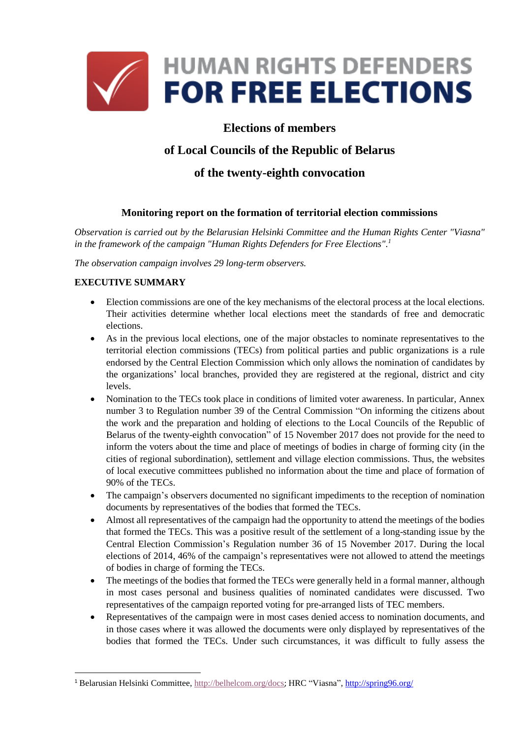HUMAN RIGHTS DEFENDERS FOR FREE ELECTIONS

# Elections of members of Local Councils of the Republic of Belarus of the twenty-eighth convocation

## Monitoring report on the formation of territorial election commissions

*Observation is carried out by the Belarusian Helsinki Committee and the Human Rights Center "Viasna" in the framework of the campaign "Human Rights Defenders for Free Elections".[1]*

*The observation campaign involves 29 long-term observers.*

### EXECUTIVE SUMMARY

- Election commissions are one of the key mechanisms of the electoral process at the local elections. Their activities determine whether local elections meet the standards of free and democratic elections.
- As in the previous local elections, one of the major obstacles to nominate representatives to the territorial election commissions (TECs) from political parties and public organizations is a rule endorsed by the Central Election Commission which only allows the nomination of candidates by the organizations' local branches, provided they are registered at the regional, district and city levels.
- Nomination to the TECs took place in conditions of limited voter awareness. In particular, Annex number 3 to Regulation number 39 of the Central Commission "On informing the citizens about the work and the preparation and holding of elections to the Local Councils of the Republic of Belarus of the twenty-eighth convocation" of 15 November 2017 does not provide for the need to inform the voters about the time and place of meetings of bodies in charge of forming city (in the cities of regional subordination), settlement and village election commissions. Thus, the websites of local executive committees published no information about the time and place of formation of 90% of the TECs.
- The campaign's observers documented no significant impediments to the reception of nomination documents by representatives of the bodies that formed the TECs.
- Almost all representatives of the campaign had the opportunity to attend the meetings of the bodies that formed the TECs. This was a positive result of the settlement of a long-standing issue by the Central Election Commission's Regulation number 36 of 15 November 2017. During the local elections of 2014, 46% of the campaign's representatives were not allowed to attend the meetings of bodies in charge of forming the TECs.
- The meetings of the bodies that formed the TECs were generally held in a formal manner, although in most cases personal and business qualities of nominated candidates were discussed. Two representatives of the campaign reported voting for pre-arranged lists of TEC members.
- Representatives of the campaign were in most cases denied access to nomination documents, and in those cases where it was allowed the documents were only displayed by representatives of the bodies that formed the TECs. Under such circumstances, it was difficult to fully assess the

---

[1] Belarusian Helsinki Committee, http://belhelcom.org/docs; HRC "Viasna", http://spring96.org/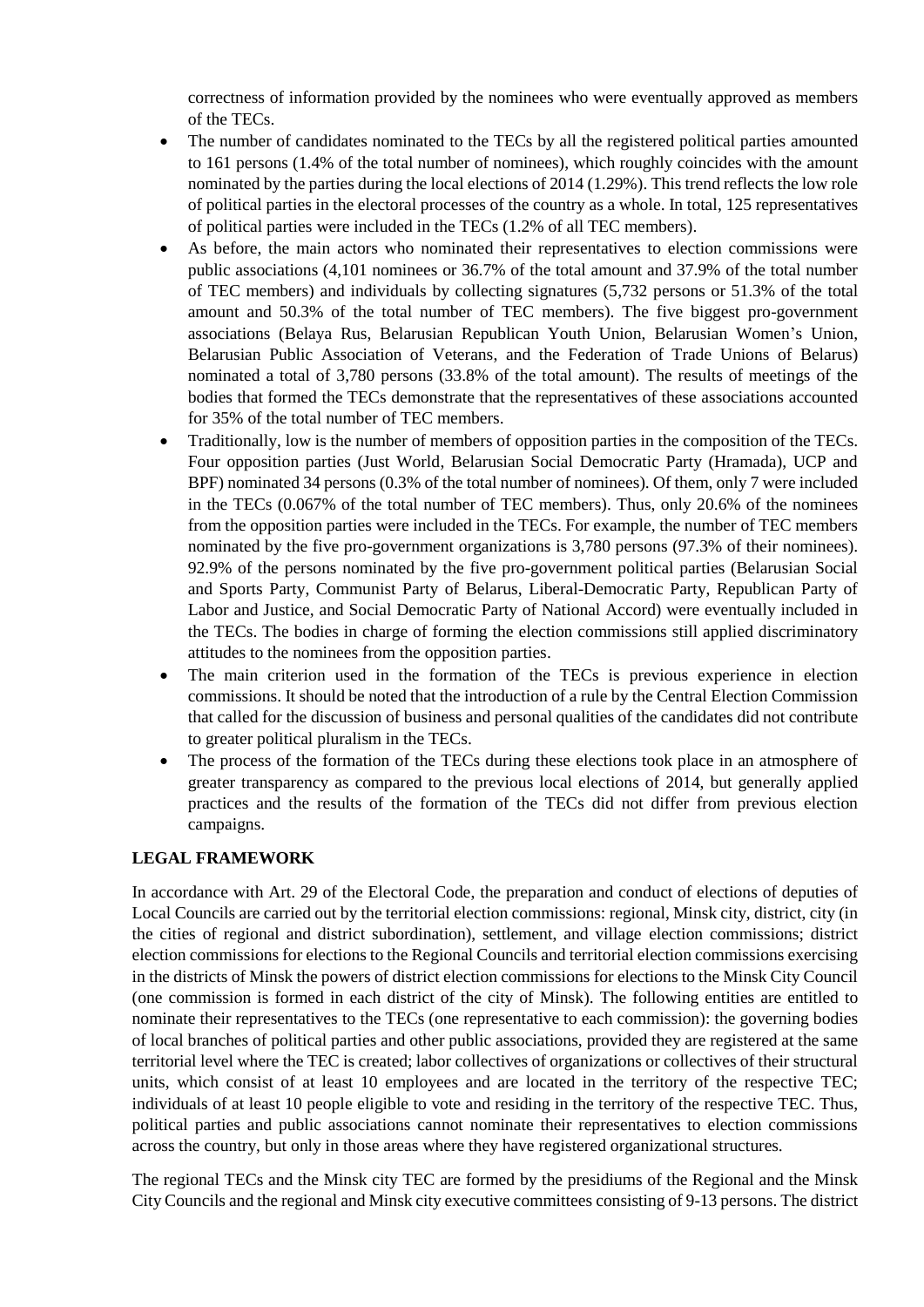correctness of information provided by the nominees who were eventually approved as members of the TECs.

- The number of candidates nominated to the TECs by all the registered political parties amounted to 161 persons (1.4% of the total number of nominees), which roughly coincides with the amount nominated by the parties during the local elections of 2014 (1.29%). This trend reflects the low role of political parties in the electoral processes of the country as a whole. In total, 125 representatives of political parties were included in the TECs (1.2% of all TEC members).
- As before, the main actors who nominated their representatives to election commissions were public associations (4,101 nominees or 36.7% of the total amount and 37.9% of the total number of TEC members) and individuals by collecting signatures (5,732 persons or 51.3% of the total amount and 50.3% of the total number of TEC members). The five biggest pro-government associations (Belaya Rus, Belarusian Republican Youth Union, Belarusian Women's Union, Belarusian Public Association of Veterans, and the Federation of Trade Unions of Belarus) nominated a total of 3,780 persons (33.8% of the total amount). The results of meetings of the bodies that formed the TECs demonstrate that the representatives of these associations accounted for 35% of the total number of TEC members.
- Traditionally, low is the number of members of opposition parties in the composition of the TECs. Four opposition parties (Just World, Belarusian Social Democratic Party (Hramada), UCP and BPF) nominated 34 persons (0.3% of the total number of nominees). Of them, only 7 were included in the TECs (0.067% of the total number of TEC members). Thus, only 20.6% of the nominees from the opposition parties were included in the TECs. For example, the number of TEC members nominated by the five pro-government organizations is 3,780 persons (97.3% of their nominees). 92.9% of the persons nominated by the five pro-government political parties (Belarusian Social and Sports Party, Communist Party of Belarus, Liberal-Democratic Party, Republican Party of Labor and Justice, and Social Democratic Party of National Accord) were eventually included in the TECs. The bodies in charge of forming the election commissions still applied discriminatory attitudes to the nominees from the opposition parties.
- The main criterion used in the formation of the TECs is previous experience in election commissions. It should be noted that the introduction of a rule by the Central Election Commission that called for the discussion of business and personal qualities of the candidates did not contribute to greater political pluralism in the TECs.
- The process of the formation of the TECs during these elections took place in an atmosphere of greater transparency as compared to the previous local elections of 2014, but generally applied practices and the results of the formation of the TECs did not differ from previous election campaigns.

**LEGAL FRAMEWORK**

In accordance with Art. 29 of the Electoral Code, the preparation and conduct of elections of deputies of Local Councils are carried out by the territorial election commissions: regional, Minsk city, district, city (in the cities of regional and district subordination), settlement, and village election commissions; district election commissions for elections to the Regional Councils and territorial election commissions exercising in the districts of Minsk the powers of district election commissions for elections to the Minsk City Council (one commission is formed in each district of the city of Minsk). The following entities are entitled to nominate their representatives to the TECs (one representative to each commission): the governing bodies of local branches of political parties and other public associations, provided they are registered at the same territorial level where the TEC is created; labor collectives of organizations or collectives of their structural units, which consist of at least 10 employees and are located in the territory of the respective TEC; individuals of at least 10 people eligible to vote and residing in the territory of the respective TEC. Thus, political parties and public associations cannot nominate their representatives to election commissions across the country, but only in those areas where they have registered organizational structures.

The regional TECs and the Minsk city TEC are formed by the presidiums of the Regional and the Minsk City Councils and the regional and Minsk city executive committees consisting of 9-13 persons. The district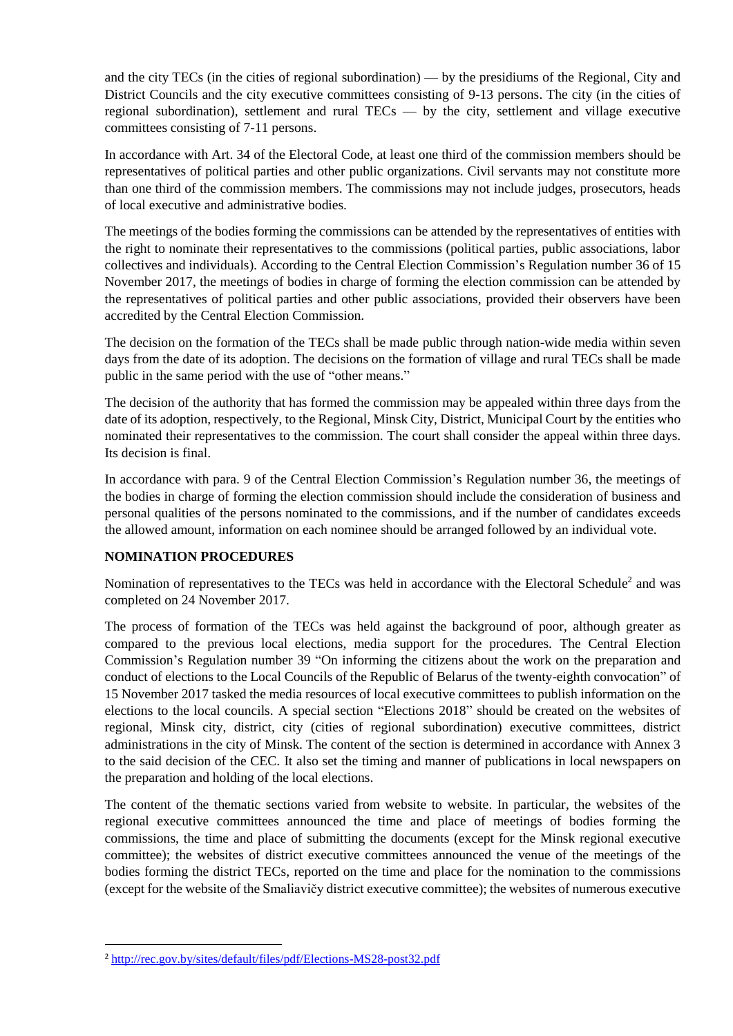and the city TECs (in the cities of regional subordination) — by the presidiums of the Regional, City and District Councils and the city executive committees consisting of 9-13 persons. The city (in the cities of regional subordination), settlement and rural TECs — by the city, settlement and village executive committees consisting of 7-11 persons.

In accordance with Art. 34 of the Electoral Code, at least one third of the commission members should be representatives of political parties and other public organizations. Civil servants may not constitute more than one third of the commission members. The commissions may not include judges, prosecutors, heads of local executive and administrative bodies.

The meetings of the bodies forming the commissions can be attended by the representatives of entities with the right to nominate their representatives to the commissions (political parties, public associations, labor collectives and individuals). According to the Central Election Commission's Regulation number 36 of 15 November 2017, the meetings of bodies in charge of forming the election commission can be attended by the representatives of political parties and other public associations, provided their observers have been accredited by the Central Election Commission.

The decision on the formation of the TECs shall be made public through nation-wide media within seven days from the date of its adoption. The decisions on the formation of village and rural TECs shall be made public in the same period with the use of "other means."

The decision of the authority that has formed the commission may be appealed within three days from the date of its adoption, respectively, to the Regional, Minsk City, District, Municipal Court by the entities who nominated their representatives to the commission. The court shall consider the appeal within three days. Its decision is final.

In accordance with para. 9 of the Central Election Commission's Regulation number 36, the meetings of the bodies in charge of forming the election commission should include the consideration of business and personal qualities of the persons nominated to the commissions, and if the number of candidates exceeds the allowed amount, information on each nominee should be arranged followed by an individual vote.

**NOMINATION PROCEDURES**

Nomination of representatives to the TECs was held in accordance with the Electoral Schedule[2] and was completed on 24 November 2017.

The process of formation of the TECs was held against the background of poor, although greater as compared to the previous local elections, media support for the procedures. The Central Election Commission's Regulation number 39 "On informing the citizens about the work on the preparation and conduct of elections to the Local Councils of the Republic of Belarus of the twenty-eighth convocation" of 15 November 2017 tasked the media resources of local executive committees to publish information on the elections to the local councils. A special section "Elections 2018" should be created on the websites of regional, Minsk city, district, city (cities of regional subordination) executive committees, district administrations in the city of Minsk. The content of the section is determined in accordance with Annex 3 to the said decision of the CEC. It also set the timing and manner of publications in local newspapers on the preparation and holding of the local elections.

The content of the thematic sections varied from website to website. In particular, the websites of the regional executive committees announced the time and place of meetings of bodies forming the commissions, the time and place of submitting the documents (except for the Minsk regional executive committee); the websites of district executive committees announced the venue of the meetings of the bodies forming the district TECs, reported on the time and place for the nomination to the commissions (except for the website of the Smaliavičy district executive committee); the websites of numerous executive

[2] http://rec.gov.by/sites/default/files/pdf/Elections-MS28-post32.pdf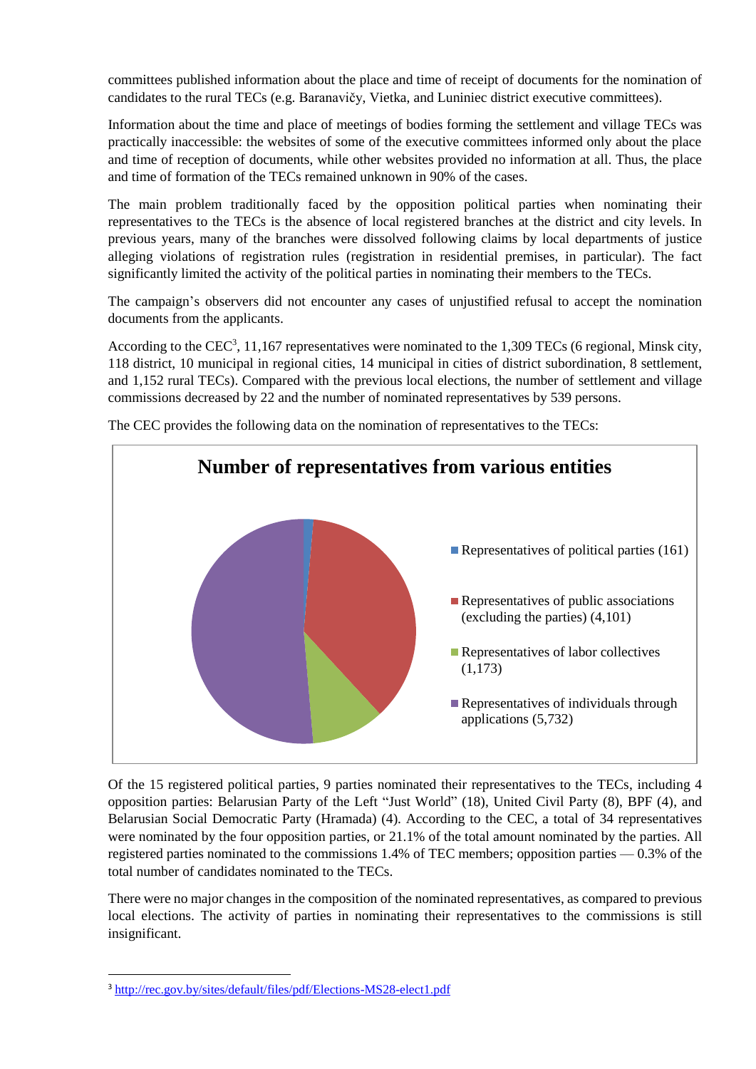committees published information about the place and time of receipt of documents for the nomination of candidates to the rural TECs (e.g. Baranavičy, Vietka, and Luniniec district executive committees).

Information about the time and place of meetings of bodies forming the settlement and village TECs was practically inaccessible: the websites of some of the executive committees informed only about the place and time of reception of documents, while other websites provided no information at all. Thus, the place and time of formation of the TECs remained unknown in 90% of the cases.

The main problem traditionally faced by the opposition political parties when nominating their representatives to the TECs is the absence of local registered branches at the district and city levels. In previous years, many of the branches were dissolved following claims by local departments of justice alleging violations of registration rules (registration in residential premises, in particular). The fact significantly limited the activity of the political parties in nominating their members to the TECs.

The campaign's observers did not encounter any cases of unjustified refusal to accept the nomination documents from the applicants.

According to the CEC[3], 11,167 representatives were nominated to the 1,309 TECs (6 regional, Minsk city, 118 district, 10 municipal in regional cities, 14 municipal in cities of district subordination, 8 settlement, and 1,152 rural TECs). Compared with the previous local elections, the number of settlement and village commissions decreased by 22 and the number of nominated representatives by 539 persons.

The CEC provides the following data on the nomination of representatives to the TECs:

**Number of representatives from various entities**

- Representatives of political parties (161)
- Representatives of public associations (excluding the parties) (4,101)
- Representatives of labor collectives (1,173)
- Representatives of individuals through applications (5,732)

Of the 15 registered political parties, 9 parties nominated their representatives to the TECs, including 4 opposition parties: Belarusian Party of the Left "Just World" (18), United Civil Party (8), BPF (4), and Belarusian Social Democratic Party (Hramada) (4). According to the CEC, a total of 34 representatives were nominated by the four opposition parties, or 21.1% of the total amount nominated by the parties. All registered parties nominated to the commissions 1.4% of TEC members; opposition parties — 0.3% of the total number of candidates nominated to the TECs.

There were no major changes in the composition of the nominated representatives, as compared to previous local elections. The activity of parties in nominating their representatives to the commissions is still insignificant.

[3] http://rec.gov.by/sites/default/files/pdf/Elections-MS28-elect1.pdf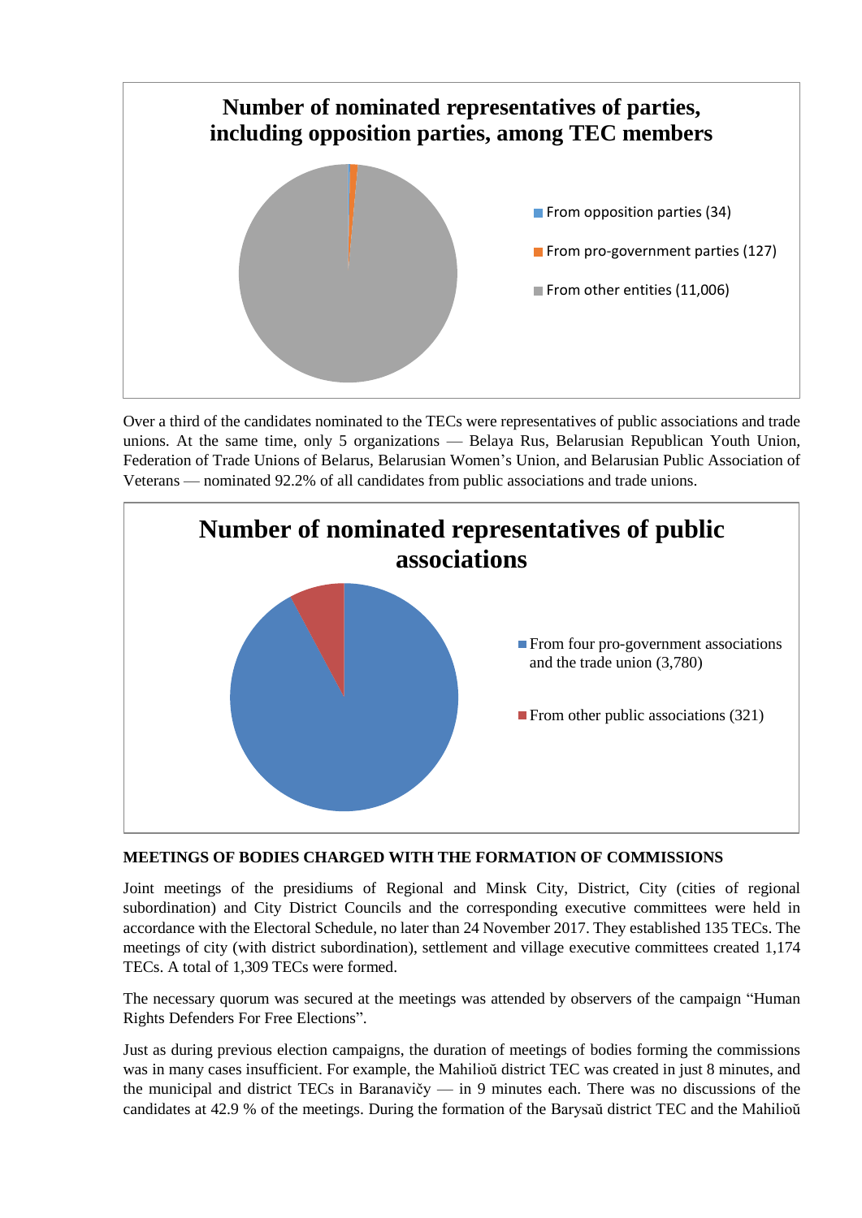**Number of nominated representatives of parties, including opposition parties, among TEC members**

- From opposition parties (34)
- From pro-government parties (127)
- From other entities (11,006)

Over a third of the candidates nominated to the TECs were representatives of public associations and trade unions. At the same time, only 5 organizations — Belaya Rus, Belarusian Republican Youth Union, Federation of Trade Unions of Belarus, Belarusian Women's Union, and Belarusian Public Association of Veterans — nominated 92.2% of all candidates from public associations and trade unions.

**Number of nominated representatives of public associations**

- From four pro-government associations and the trade union (3,780)
- From other public associations (321)

## MEETINGS OF BODIES CHARGED WITH THE FORMATION OF COMMISSIONS

Joint meetings of the presidiums of Regional and Minsk City, District, City (cities of regional subordination) and City District Councils and the corresponding executive committees were held in accordance with the Electoral Schedule, no later than 24 November 2017. They established 135 TECs. The meetings of city (with district subordination), settlement and village executive committees created 1,174 TECs. A total of 1,309 TECs were formed.

The necessary quorum was secured at the meetings was attended by observers of the campaign "Human Rights Defenders For Free Elections".

Just as during previous election campaigns, the duration of meetings of bodies forming the commissions was in many cases insufficient. For example, the Mahilioŭ district TEC was created in just 8 minutes, and the municipal and district TECs in Baranavičy — in 9 minutes each. There was no discussions of the candidates at 42.9 % of the meetings. During the formation of the Barysaŭ district TEC and the Mahilioŭ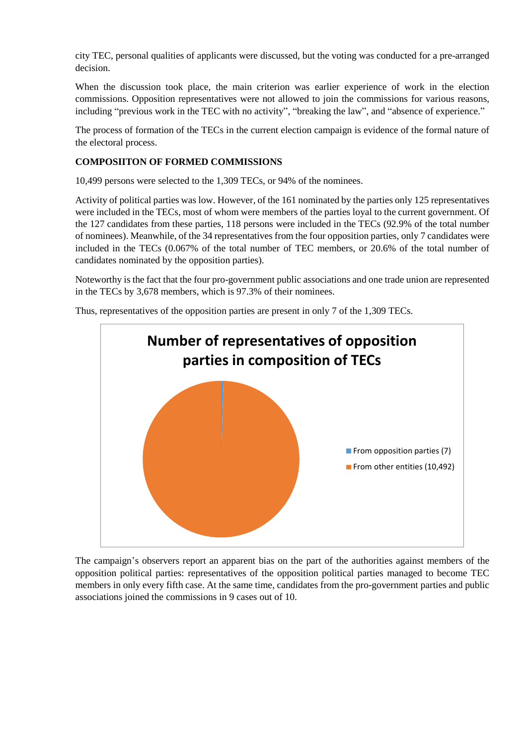city TEC, personal qualities of applicants were discussed, but the voting was conducted for a pre-arranged decision.

When the discussion took place, the main criterion was earlier experience of work in the election commissions. Opposition representatives were not allowed to join the commissions for various reasons, including "previous work in the TEC with no activity", "breaking the law", and "absence of experience."

The process of formation of the TECs in the current election campaign is evidence of the formal nature of the electoral process.

**COMPOSIITON OF FORMED COMMISSIONS**

10,499 persons were selected to the 1,309 TECs, or 94% of the nominees.

Activity of political parties was low. However, of the 161 nominated by the parties only 125 representatives were included in the TECs, most of whom were members of the parties loyal to the current government. Of the 127 candidates from these parties, 118 persons were included in the TECs (92.9% of the total number of nominees). Meanwhile, of the 34 representatives from the four opposition parties, only 7 candidates were included in the TECs (0.067% of the total number of TEC members, or 20.6% of the total number of candidates nominated by the opposition parties).

Noteworthy is the fact that the four pro-government public associations and one trade union are represented in the TECs by 3,678 members, which is 97.3% of their nominees.

Thus, representatives of the opposition parties are present in only 7 of the 1,309 TECs.

**Number of representatives of opposition parties in composition of TECs**

- From opposition parties (7)
- From other entities (10,492)

The campaign's observers report an apparent bias on the part of the authorities against members of the opposition political parties: representatives of the opposition political parties managed to become TEC members in only every fifth case. At the same time, candidates from the pro-government parties and public associations joined the commissions in 9 cases out of 10.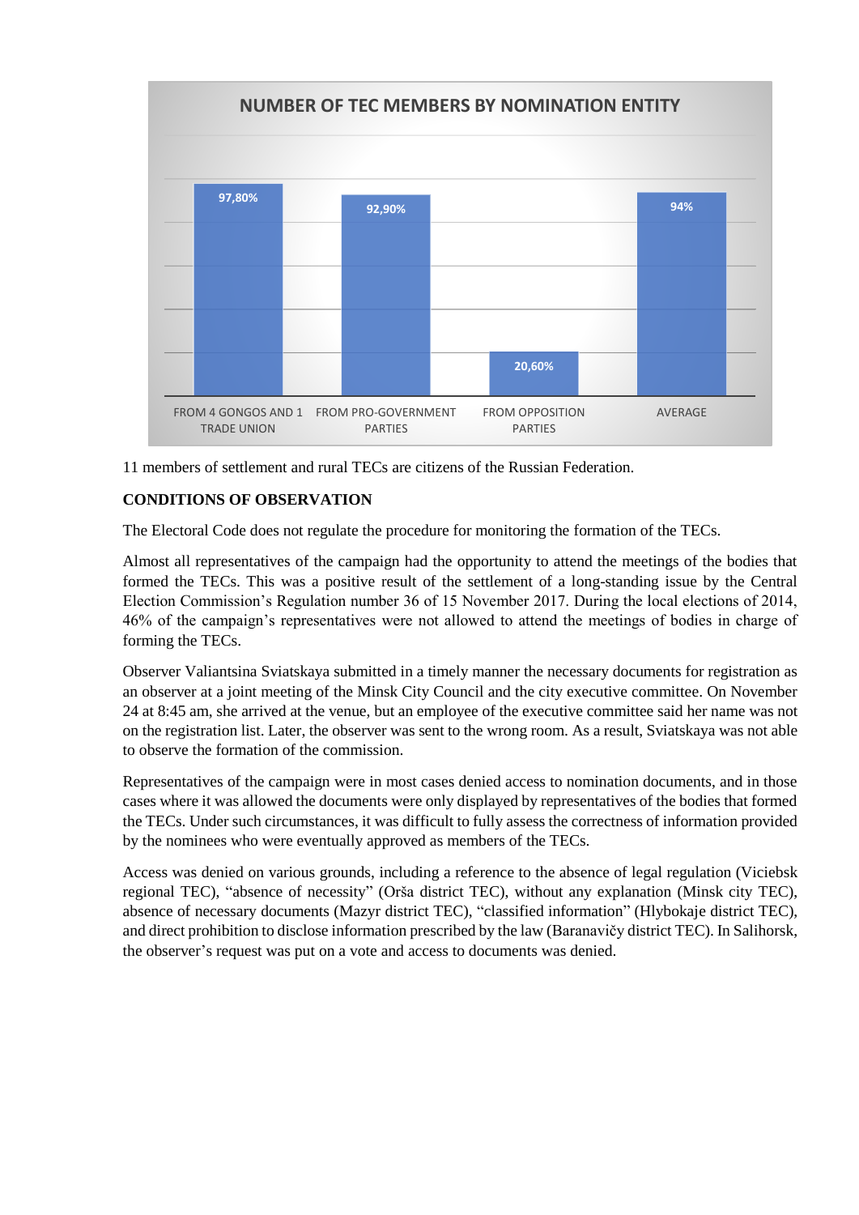NUMBER OF TEC MEMBERS BY NOMINATION ENTITY

97,80%

92,90%

20,60%

94%

FROM 4 GONGOS AND 1 TRADE UNION

FROM PRO-GOVERNMENT PARTIES

FROM OPPOSITION PARTIES

AVERAGE

11 members of settlement and rural TECs are citizens of the Russian Federation.

**CONDITIONS OF OBSERVATION**

The Electoral Code does not regulate the procedure for monitoring the formation of the TECs.

Almost all representatives of the campaign had the opportunity to attend the meetings of the bodies that formed the TECs. This was a positive result of the settlement of a long-standing issue by the Central Election Commission's Regulation number 36 of 15 November 2017. During the local elections of 2014, 46% of the campaign's representatives were not allowed to attend the meetings of bodies in charge of forming the TECs.

Observer Valiantsina Sviatskaya submitted in a timely manner the necessary documents for registration as an observer at a joint meeting of the Minsk City Council and the city executive committee. On November 24 at 8:45 am, she arrived at the venue, but an employee of the executive committee said her name was not on the registration list. Later, the observer was sent to the wrong room. As a result, Sviatskaya was not able to observe the formation of the commission.

Representatives of the campaign were in most cases denied access to nomination documents, and in those cases where it was allowed the documents were only displayed by representatives of the bodies that formed the TECs. Under such circumstances, it was difficult to fully assess the correctness of information provided by the nominees who were eventually approved as members of the TECs.

Access was denied on various grounds, including a reference to the absence of legal regulation (Viciebsk regional TEC), "absence of necessity" (Orša district TEC), without any explanation (Minsk city TEC), absence of necessary documents (Mazyr district TEC), "classified information" (Hlybokaje district TEC), and direct prohibition to disclose information prescribed by the law (Baranavičy district TEC). In Salihorsk, the observer's request was put on a vote and access to documents was denied.